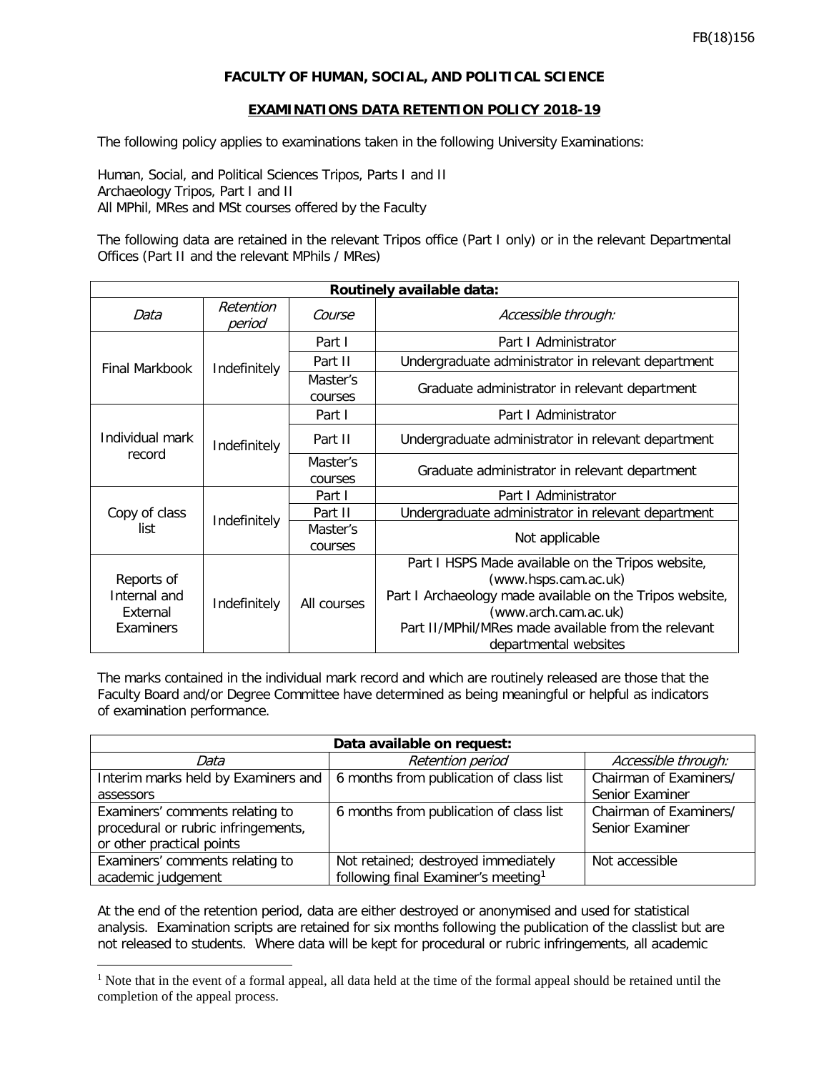FB(18)156

**FACULTY OF HUMAN, SOCIAL, AND POLITICAL SCIENCE**

**EXAMINATIONS DATA RETENTION POLICY 2018-19**

The following policy applies to examinations taken in the following University Examinations:

Human, Social, and Political Sciences Tripos, Parts I and II
Archaeology Tripos, Part I and II
All MPhil, MRes and MSt courses offered by the Faculty

The following data are retained in the relevant Tripos office (Part I only) or in the relevant Departmental Offices (Part II and the relevant MPhils / MRes)

| **Routinely available data:** | | | |
|---|---|---|---|
| *Data* | *Retention period* | *Course* | *Accessible through:* |
| Final Markbook | Indefinitely | Part I | Part I Administrator |
| | | Part II | Undergraduate administrator in relevant department |
| | | Master's courses | Graduate administrator in relevant department |
| Individual mark record | Indefinitely | Part I | Part I Administrator |
| | | Part II | Undergraduate administrator in relevant department |
| | | Master's courses | Graduate administrator in relevant department |
| Copy of class list | Indefinitely | Part I | Part I Administrator |
| | | Part II | Undergraduate administrator in relevant department |
| | | Master's courses | Not applicable |
| Reports of Internal and External Examiners | Indefinitely | All courses | Part I HSPS Made available on the Tripos website, (www.hsps.cam.ac.uk) Part I Archaeology made available on the Tripos website, (www.arch.cam.ac.uk) Part II/MPhil/MRes made available from the relevant departmental websites |

The marks contained in the individual mark record and which are routinely released are those that the Faculty Board and/or Degree Committee have determined as being meaningful or helpful as indicators of examination performance.

| **Data available on request:** | | |
|---|---|---|
| *Data* | *Retention period* | *Accessible through:* |
| Interim marks held by Examiners and assessors | 6 months from publication of class list | Chairman of Examiners/ Senior Examiner |
| Examiners' comments relating to procedural or rubric infringements, or other practical points | 6 months from publication of class list | Chairman of Examiners/ Senior Examiner |
| Examiners' comments relating to academic judgement | Not retained; destroyed immediately following final Examiner's meeting[1] | Not accessible |

At the end of the retention period, data are either destroyed or anonymised and used for statistical analysis. Examination scripts are retained for six months following the publication of the classlist but are not released to students. Where data will be kept for procedural or rubric infringements, all academic

[1] Note that in the event of a formal appeal, all data held at the time of the formal appeal should be retained until the completion of the appeal process.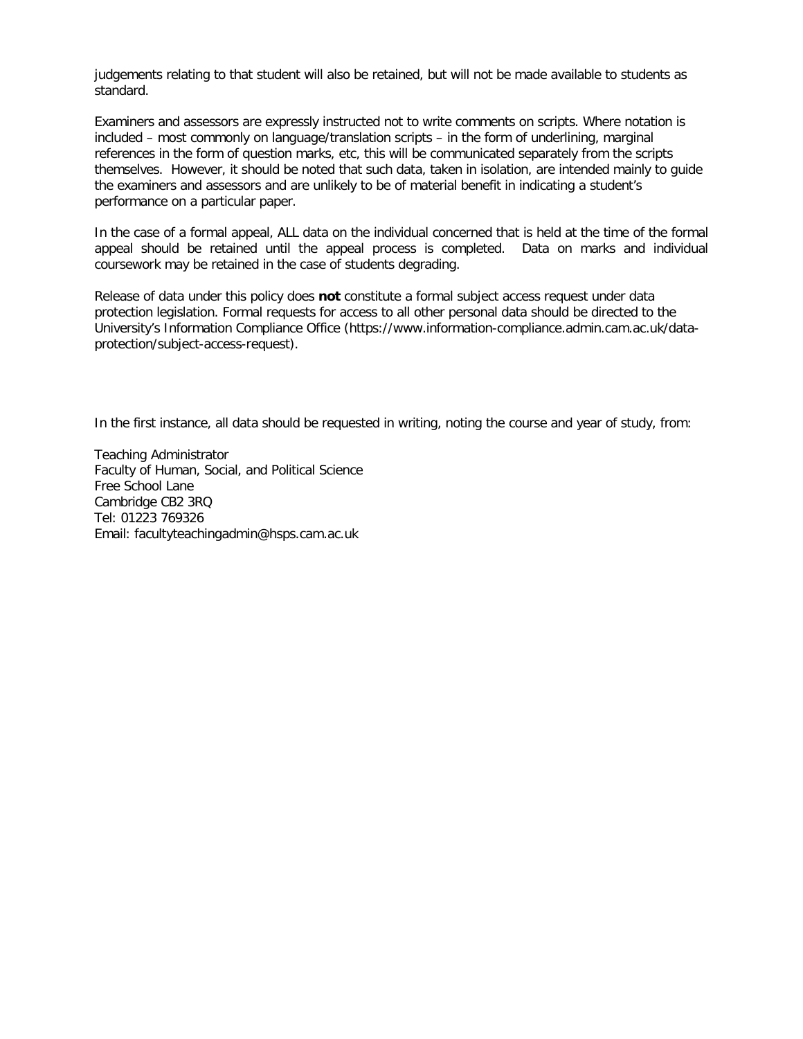judgements relating to that student will also be retained, but will not be made available to students as standard.

Examiners and assessors are expressly instructed not to write comments on scripts. Where notation is included – most commonly on language/translation scripts – in the form of underlining, marginal references in the form of question marks, etc, this will be communicated separately from the scripts themselves. However, it should be noted that such data, taken in isolation, are intended mainly to guide the examiners and assessors and are unlikely to be of material benefit in indicating a student's performance on a particular paper.

In the case of a formal appeal, ALL data on the individual concerned that is held at the time of the formal appeal should be retained until the appeal process is completed. Data on marks and individual coursework may be retained in the case of students degrading.

Release of data under this policy does **not** constitute a formal subject access request under data protection legislation. Formal requests for access to all other personal data should be directed to the University's Information Compliance Office (https://www.information-compliance.admin.cam.ac.uk/data-protection/subject-access-request).

In the first instance, all data should be requested in writing, noting the course and year of study, from:

Teaching Administrator
Faculty of Human, Social, and Political Science
Free School Lane
Cambridge CB2 3RQ
Tel: 01223 769326
Email: facultyteachingadmin@hsps.cam.ac.uk